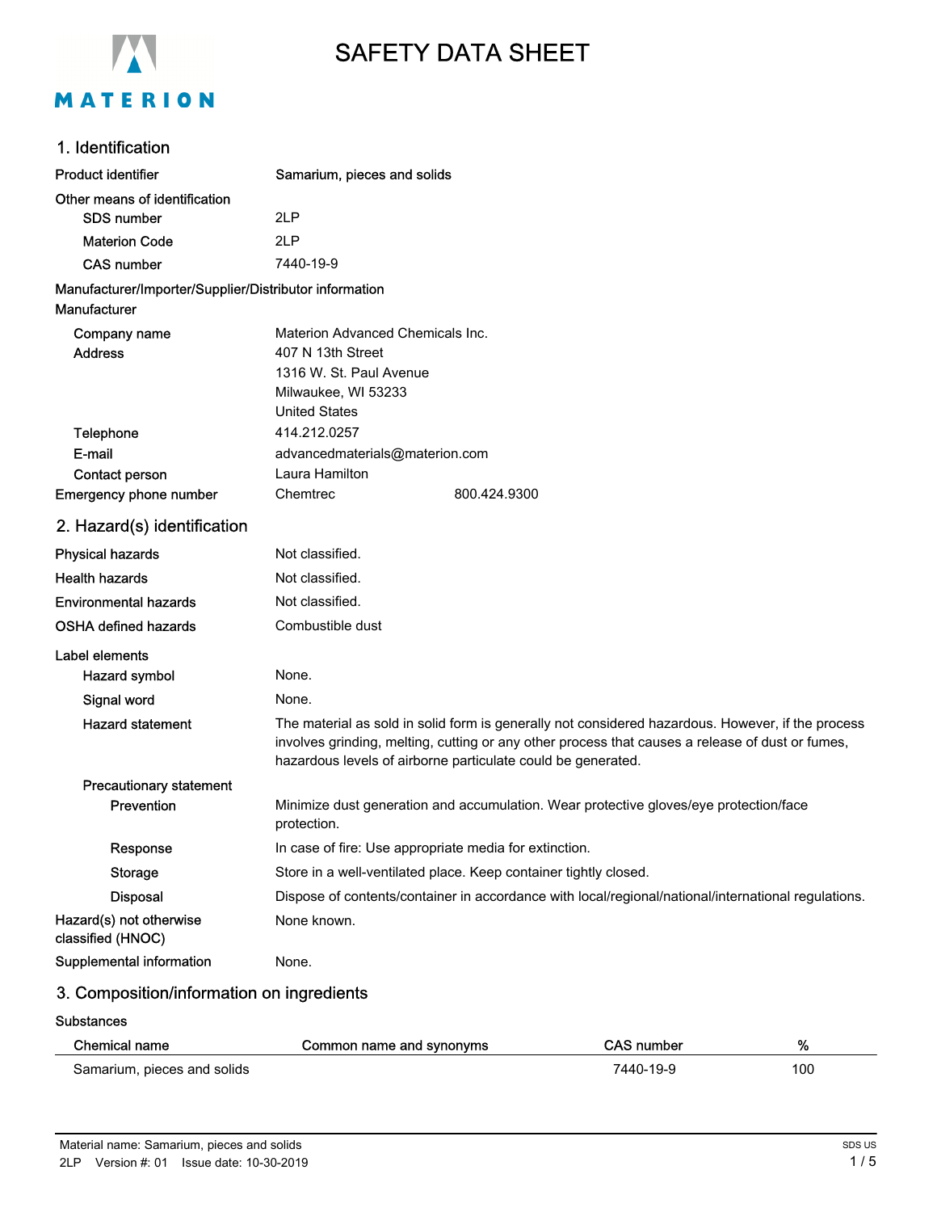MATERION

# SAFETY DATA SHEET

## 1. Identification

**Product identifier** Samarium, pieces and solids

**Other means of identification**

- **SDS number** 2LP
- **Materion Code** 2LP
- **CAS number** 7440-19-9

**Manufacturer/Importer/Supplier/Distributor information**

**Manufacturer**

- **Company name** Materion Advanced Chemicals Inc.
- **Address** 407 N 13th Street
  1316 W. St. Paul Avenue
  Milwaukee, WI 53233
  United States
- **Telephone** 414.212.0257
- **E-mail** advancedmaterials@materion.com
- **Contact person** Laura Hamilton

**Emergency phone number** Chemtrec 800.424.9300

## 2. Hazard(s) identification

**Physical hazards** Not classified.

**Health hazards** Not classified.

**Environmental hazards** Not classified.

**OSHA defined hazards** Combustible dust

**Label elements**

- **Hazard symbol** None.
- **Signal word** None.
- **Hazard statement** The material as sold in solid form is generally not considered hazardous. However, if the process involves grinding, melting, cutting or any other process that causes a release of dust or fumes, hazardous levels of airborne particulate could be generated.

**Precautionary statement**

- **Prevention** Minimize dust generation and accumulation. Wear protective gloves/eye protection/face protection.
- **Response** In case of fire: Use appropriate media for extinction.
- **Storage** Store in a well-ventilated place. Keep container tightly closed.
- **Disposal** Dispose of contents/container in accordance with local/regional/national/international regulations.

**Hazard(s) not otherwise classified (HNOC)** None known.

**Supplemental information** None.

## 3. Composition/information on ingredients

**Substances**

| Chemical name | Common name and synonyms | CAS number | % |
|---|---|---|---|
| Samarium, pieces and solids | | 7440-19-9 | 100 |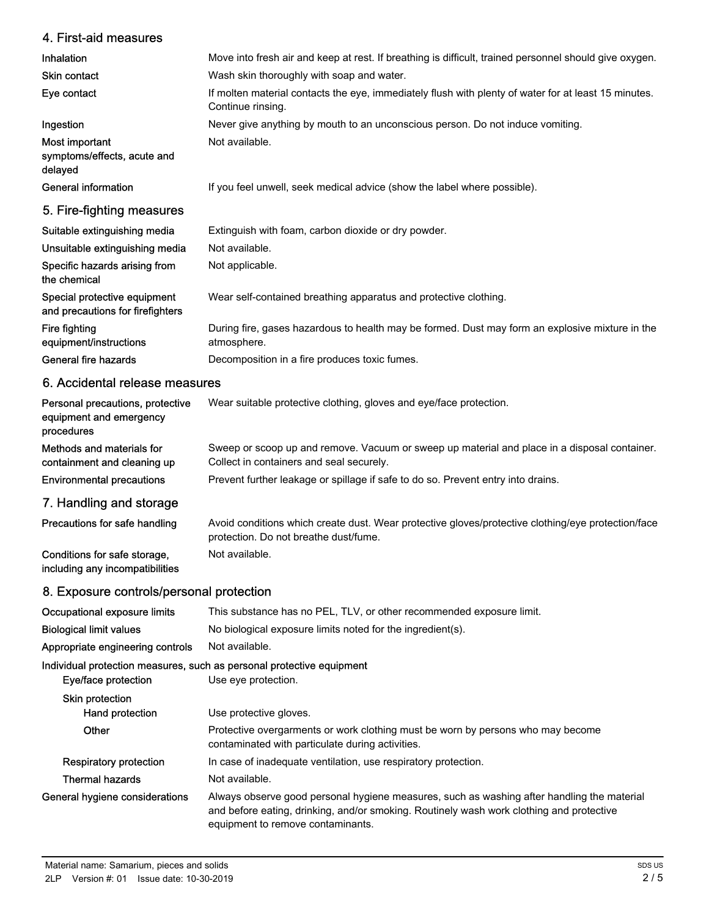## 4. First-aid measures

| | |
|---|---|
| Inhalation | Move into fresh air and keep at rest. If breathing is difficult, trained personnel should give oxygen. |
| Skin contact | Wash skin thoroughly with soap and water. |
| Eye contact | If molten material contacts the eye, immediately flush with plenty of water for at least 15 minutes. Continue rinsing. |
| Ingestion | Never give anything by mouth to an unconscious person. Do not induce vomiting. |
| Most important symptoms/effects, acute and delayed | Not available. |
| General information | If you feel unwell, seek medical advice (show the label where possible). |

## 5. Fire-fighting measures

| | |
|---|---|
| Suitable extinguishing media | Extinguish with foam, carbon dioxide or dry powder. |
| Unsuitable extinguishing media | Not available. |
| Specific hazards arising from the chemical | Not applicable. |
| Special protective equipment and precautions for firefighters | Wear self-contained breathing apparatus and protective clothing. |
| Fire fighting equipment/instructions | During fire, gases hazardous to health may be formed. Dust may form an explosive mixture in the atmosphere. |
| General fire hazards | Decomposition in a fire produces toxic fumes. |

## 6. Accidental release measures

| | |
|---|---|
| Personal precautions, protective equipment and emergency procedures | Wear suitable protective clothing, gloves and eye/face protection. |
| Methods and materials for containment and cleaning up | Sweep or scoop up and remove. Vacuum or sweep up material and place in a disposal container. Collect in containers and seal securely. |
| Environmental precautions | Prevent further leakage or spillage if safe to do so. Prevent entry into drains. |

## 7. Handling and storage

| | |
|---|---|
| Precautions for safe handling | Avoid conditions which create dust. Wear protective gloves/protective clothing/eye protection/face protection. Do not breathe dust/fume. |
| Conditions for safe storage, including any incompatibilities | Not available. |

## 8. Exposure controls/personal protection

| | |
|---|---|
| Occupational exposure limits | This substance has no PEL, TLV, or other recommended exposure limit. |
| Biological limit values | No biological exposure limits noted for the ingredient(s). |
| Appropriate engineering controls | Not available. |

**Individual protection measures, such as personal protective equipment**

| | |
|---|---|
| Eye/face protection | Use eye protection. |
| Skin protection | |
| Hand protection | Use protective gloves. |
| Other | Protective overgarments or work clothing must be worn by persons who may become contaminated with particulate during activities. |
| Respiratory protection | In case of inadequate ventilation, use respiratory protection. |
| Thermal hazards | Not available. |
| General hygiene considerations | Always observe good personal hygiene measures, such as washing after handling the material and before eating, drinking, and/or smoking. Routinely wash work clothing and protective equipment to remove contaminants. |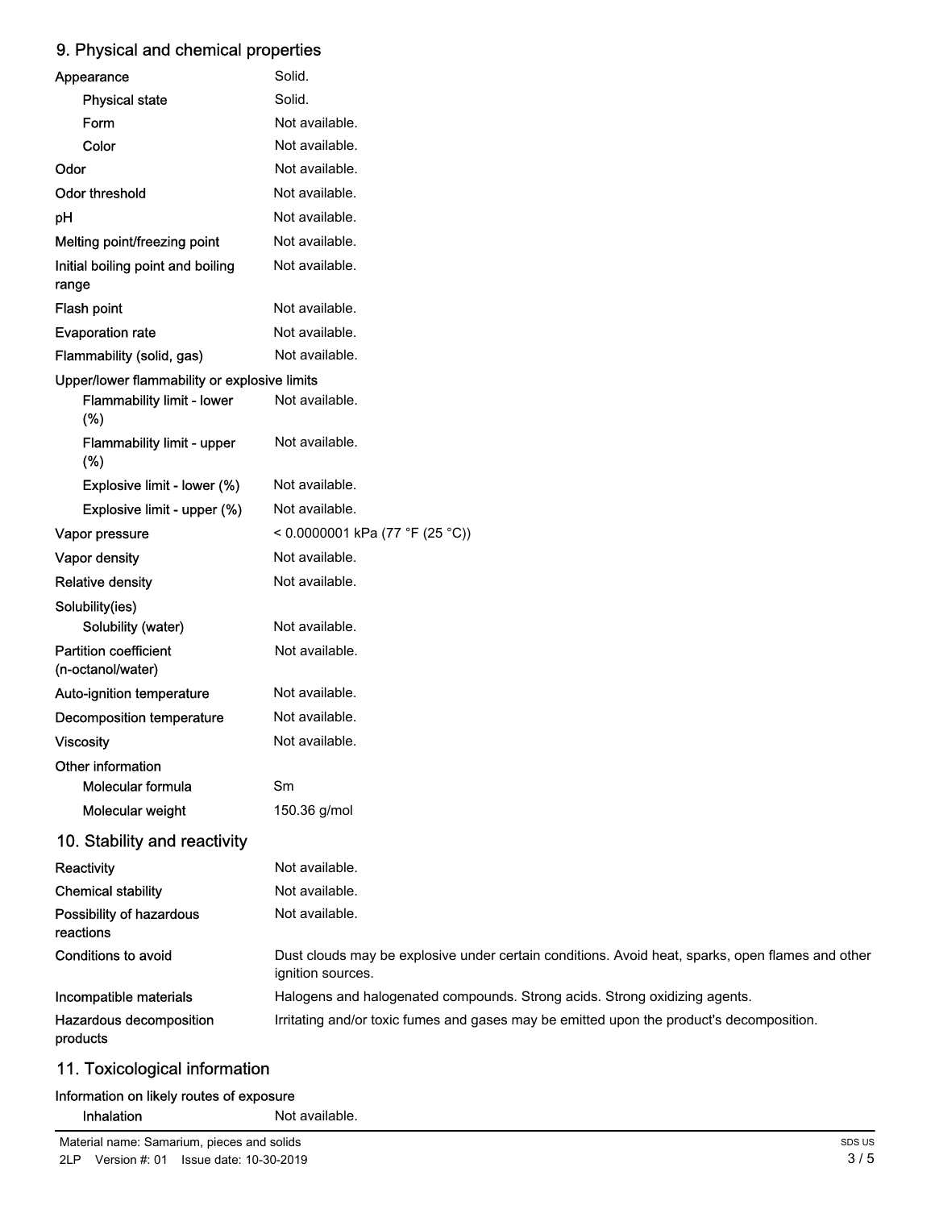## 9. Physical and chemical properties

| Property | Value |
| --- | --- |
| Appearance | Solid. |
| Physical state | Solid. |
| Form | Not available. |
| Color | Not available. |
| Odor | Not available. |
| Odor threshold | Not available. |
| pH | Not available. |
| Melting point/freezing point | Not available. |
| Initial boiling point and boiling range | Not available. |
| Flash point | Not available. |
| Evaporation rate | Not available. |
| Flammability (solid, gas) | Not available. |
| **Upper/lower flammability or explosive limits** | |
| Flammability limit - lower (%) | Not available. |
| Flammability limit - upper (%) | Not available. |
| Explosive limit - lower (%) | Not available. |
| Explosive limit - upper (%) | Not available. |
| Vapor pressure | < 0.0000001 kPa (77 °F (25 °C)) |
| Vapor density | Not available. |
| Relative density | Not available. |
| **Solubility(ies)** | |
| Solubility (water) | Not available. |
| Partition coefficient (n-octanol/water) | Not available. |
| Auto-ignition temperature | Not available. |
| Decomposition temperature | Not available. |
| Viscosity | Not available. |
| **Other information** | |
| Molecular formula | Sm |
| Molecular weight | 150.36 g/mol |

## 10. Stability and reactivity

| Property | Value |
| --- | --- |
| Reactivity | Not available. |
| Chemical stability | Not available. |
| Possibility of hazardous reactions | Not available. |
| Conditions to avoid | Dust clouds may be explosive under certain conditions. Avoid heat, sparks, open flames and other ignition sources. |
| Incompatible materials | Halogens and halogenated compounds. Strong acids. Strong oxidizing agents. |
| Hazardous decomposition products | Irritating and/or toxic fumes and gases may be emitted upon the product's decomposition. |

## 11. Toxicological information

**Information on likely routes of exposure**

| Route | Value |
| --- | --- |
| Inhalation | Not available. |

Material name: Samarium, pieces and solids

2LP Version #: 01 Issue date: 10-30-2019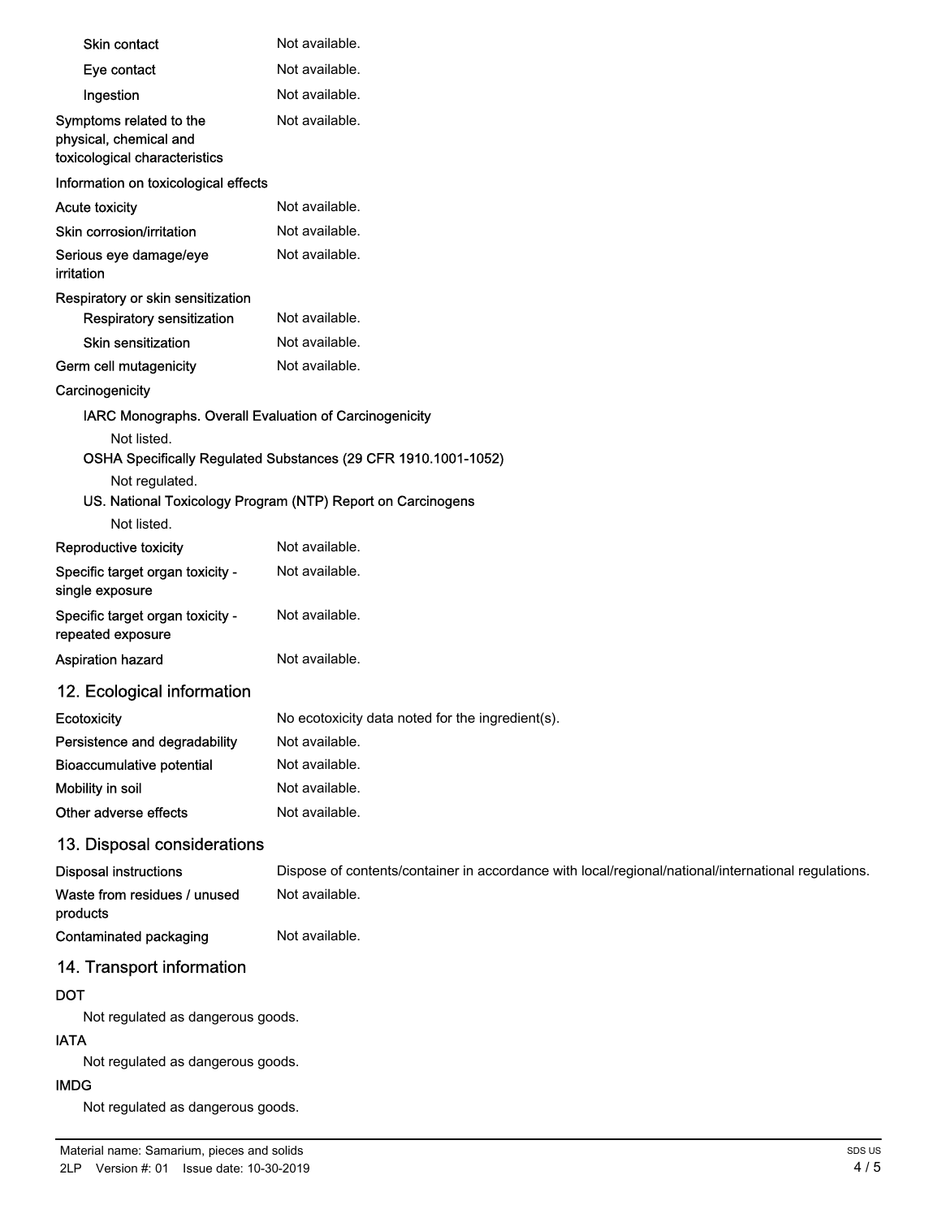| | |
|---|---|
| Skin contact | Not available. |
| Eye contact | Not available. |
| Ingestion | Not available. |
| Symptoms related to the physical, chemical and toxicological characteristics | Not available. |

Information on toxicological effects

| | |
|---|---|
| Acute toxicity | Not available. |
| Skin corrosion/irritation | Not available. |
| Serious eye damage/eye irritation | Not available. |

Respiratory or skin sensitization

| | |
|---|---|
| Respiratory sensitization | Not available. |
| Skin sensitization | Not available. |
| Germ cell mutagenicity | Not available. |

Carcinogenicity

IARC Monographs. Overall Evaluation of Carcinogenicity

Not listed.

OSHA Specifically Regulated Substances (29 CFR 1910.1001-1052)

Not regulated.

US. National Toxicology Program (NTP) Report on Carcinogens

Not listed.

| | |
|---|---|
| Reproductive toxicity | Not available. |
| Specific target organ toxicity - single exposure | Not available. |
| Specific target organ toxicity - repeated exposure | Not available. |
| Aspiration hazard | Not available. |

## 12. Ecological information

| | |
|---|---|
| Ecotoxicity | No ecotoxicity data noted for the ingredient(s). |
| Persistence and degradability | Not available. |
| Bioaccumulative potential | Not available. |
| Mobility in soil | Not available. |
| Other adverse effects | Not available. |

## 13. Disposal considerations

| | |
|---|---|
| Disposal instructions | Dispose of contents/container in accordance with local/regional/national/international regulations. |
| Waste from residues / unused products | Not available. |
| Contaminated packaging | Not available. |

## 14. Transport information

**DOT**

Not regulated as dangerous goods.

**IATA**

Not regulated as dangerous goods.

**IMDG**

Not regulated as dangerous goods.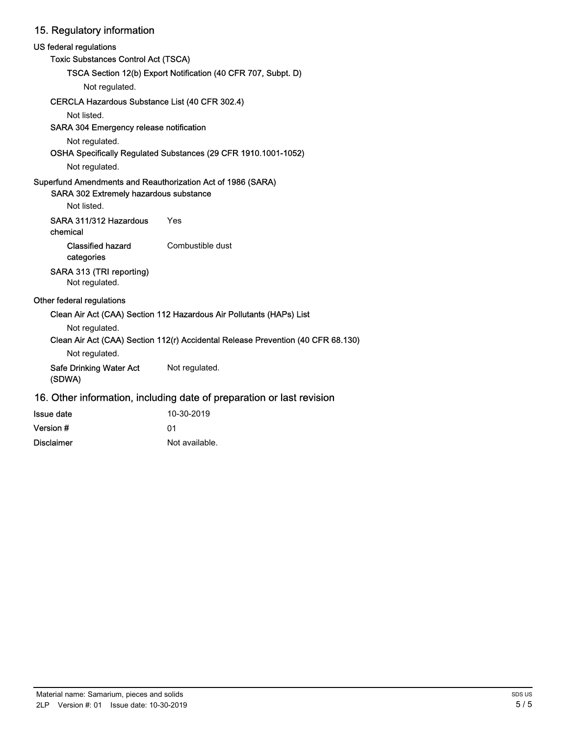## 15. Regulatory information

**US federal regulations**

**Toxic Substances Control Act (TSCA)**

**TSCA Section 12(b) Export Notification (40 CFR 707, Subpt. D)**

Not regulated.

**CERCLA Hazardous Substance List (40 CFR 302.4)**

Not listed.

**SARA 304 Emergency release notification**

Not regulated.

**OSHA Specifically Regulated Substances (29 CFR 1910.1001-1052)**

Not regulated.

**Superfund Amendments and Reauthorization Act of 1986 (SARA)**

**SARA 302 Extremely hazardous substance**

Not listed.

**SARA 311/312 Hazardous chemical** Yes

**Classified hazard categories** Combustible dust

**SARA 313 (TRI reporting)**

Not regulated.

**Other federal regulations**

**Clean Air Act (CAA) Section 112 Hazardous Air Pollutants (HAPs) List**

Not regulated.

**Clean Air Act (CAA) Section 112(r) Accidental Release Prevention (40 CFR 68.130)**

Not regulated.

**Safe Drinking Water Act (SDWA)** Not regulated.

## 16. Other information, including date of preparation or last revision

| | |
|---|---|
| **Issue date** | 10-30-2019 |
| **Version #** | 01 |
| **Disclaimer** | Not available. |